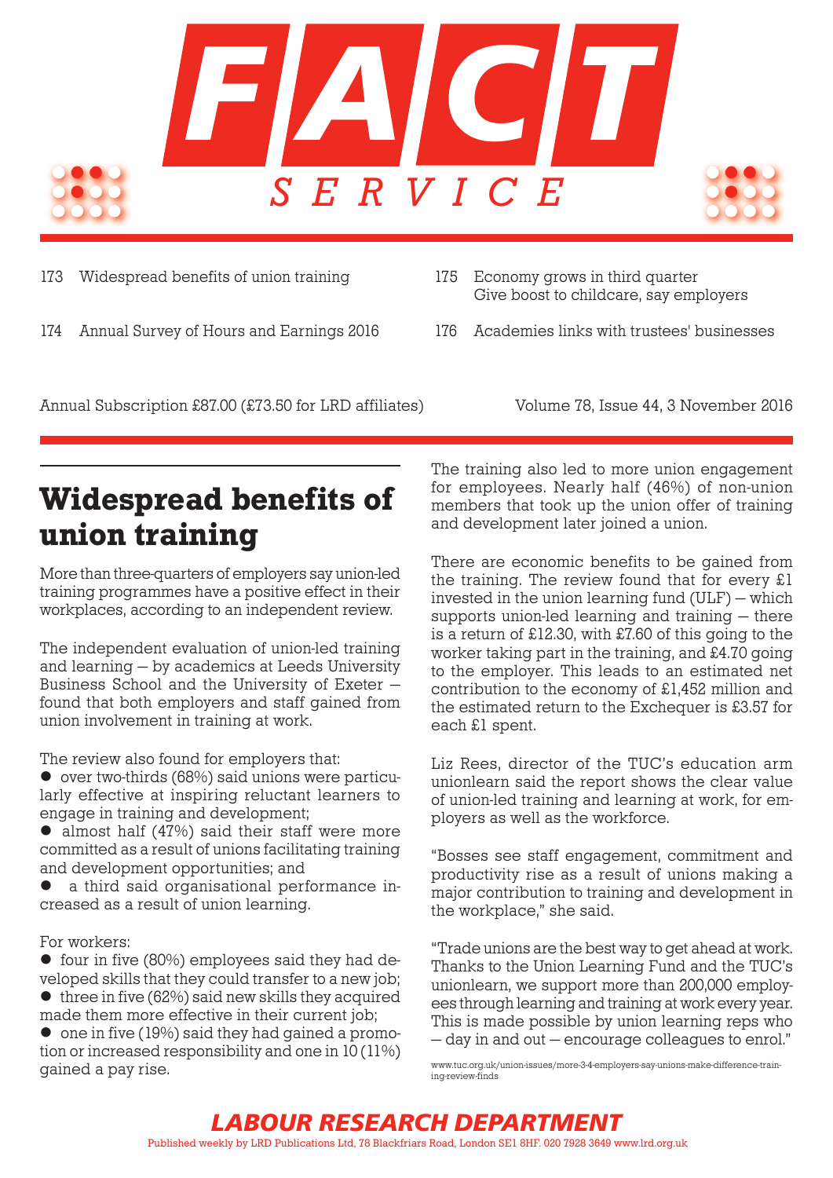# FACT SERVICE

173 Widespread benefits of union training

174 Annual Survey of Hours and Earnings 2016

175 Economy grows in third quarter
Give boost to childcare, say employers

176 Academies links with trustees' businesses

Annual Subscription £87.00 (£73.50 for LRD affiliates)

Volume 78, Issue 44, 3 November 2016

## Widespread benefits of union training

More than three-quarters of employers say union-led training programmes have a positive effect in their workplaces, according to an independent review.

The independent evaluation of union-led training and learning — by academics at Leeds University Business School and the University of Exeter — found that both employers and staff gained from union involvement in training at work.

The review also found for employers that:

- over two-thirds (68%) said unions were particularly effective at inspiring reluctant learners to engage in training and development;
- almost half (47%) said their staff were more committed as a result of unions facilitating training and development opportunities; and
- a third said organisational performance increased as a result of union learning.

For workers:

- four in five (80%) employees said they had developed skills that they could transfer to a new job;
- three in five (62%) said new skills they acquired made them more effective in their current job;
- one in five (19%) said they had gained a promotion or increased responsibility and one in 10 (11%) gained a pay rise.

The training also led to more union engagement for employees. Nearly half (46%) of non-union members that took up the union offer of training and development later joined a union.

There are economic benefits to be gained from the training. The review found that for every £1 invested in the union learning fund (ULF) — which supports union-led learning and training — there is a return of £12.30, with £7.60 of this going to the worker taking part in the training, and £4.70 going to the employer. This leads to an estimated net contribution to the economy of £1,452 million and the estimated return to the Exchequer is £3.57 for each £1 spent.

Liz Rees, director of the TUC's education arm unionlearn said the report shows the clear value of union-led training and learning at work, for employers as well as the workforce.

"Bosses see staff engagement, commitment and productivity rise as a result of unions making a major contribution to training and development in the workplace," she said.

"Trade unions are the best way to get ahead at work. Thanks to the Union Learning Fund and the TUC's unionlearn, we support more than 200,000 employees through learning and training at work every year. This is made possible by union learning reps who — day in and out — encourage colleagues to enrol."

www.tuc.org.uk/union-issues/more-3-4-employers-say-unions-make-difference-training-review-finds

**LABOUR RESEARCH DEPARTMENT**

Published weekly by LRD Publications Ltd, 78 Blackfriars Road, London SE1 8HF. 020 7928 3649 www.lrd.org.uk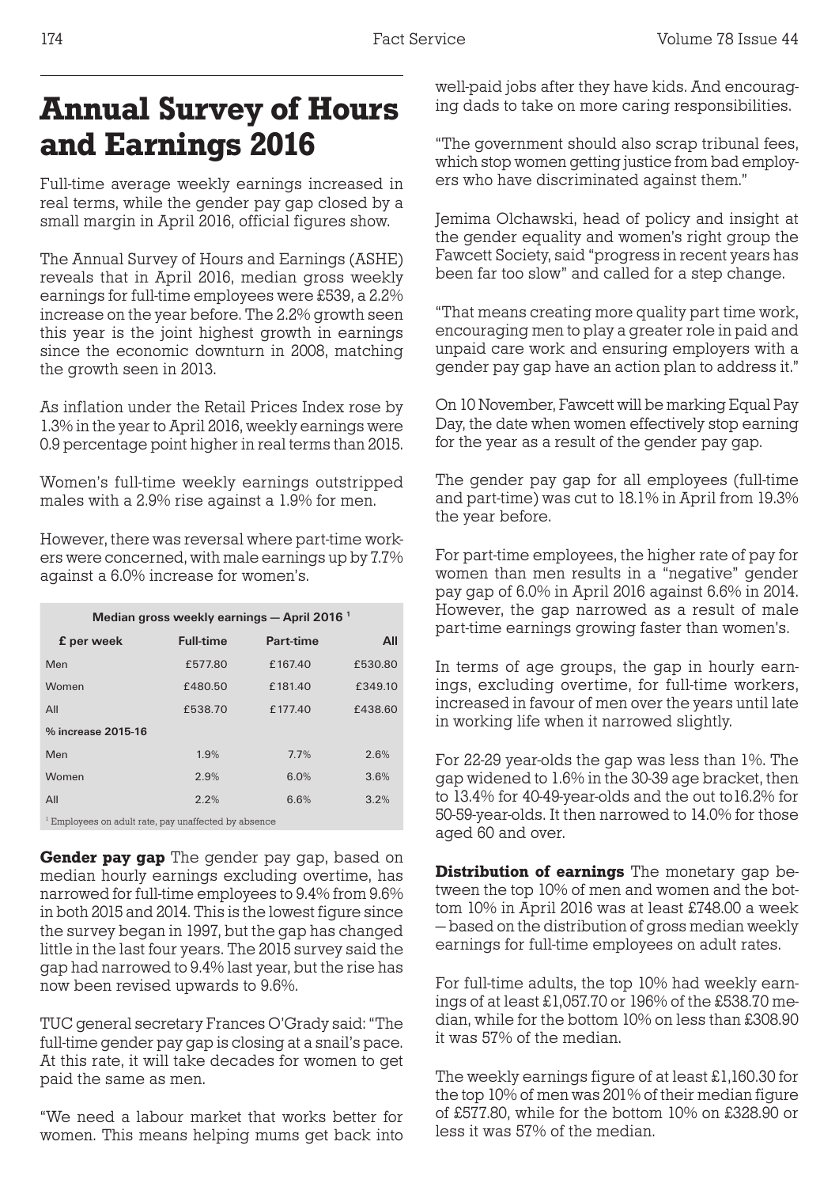# Annual Survey of Hours and Earnings 2016

Full-time average weekly earnings increased in real terms, while the gender pay gap closed by a small margin in April 2016, official figures show.

The Annual Survey of Hours and Earnings (ASHE) reveals that in April 2016, median gross weekly earnings for full-time employees were £539, a 2.2% increase on the year before. The 2.2% growth seen this year is the joint highest growth in earnings since the economic downturn in 2008, matching the growth seen in 2013.

As inflation under the Retail Prices Index rose by 1.3% in the year to April 2016, weekly earnings were 0.9 percentage point higher in real terms than 2015.

Women's full-time weekly earnings outstripped males with a 2.9% rise against a 1.9% for men.

However, there was reversal where part-time workers were concerned, with male earnings up by 7.7% against a 6.0% increase for women's.

| Median gross weekly earnings — April 2016 [1] | | | |
|---|---|---|---|
| £ per week | Full-time | Part-time | All |
| Men | £577.80 | £167.40 | £530.80 |
| Women | £480.50 | £181.40 | £349.10 |
| All | £538.70 | £177.40 | £438.60 |
| % increase 2015-16 | | | |
| Men | 1.9% | 7.7% | 2.6% |
| Women | 2.9% | 6.0% | 3.6% |
| All | 2.2% | 6.6% | 3.2% |

[1] Employees on adult rate, pay unaffected by absence

**Gender pay gap** The gender pay gap, based on median hourly earnings excluding overtime, has narrowed for full-time employees to 9.4% from 9.6% in both 2015 and 2014. This is the lowest figure since the survey began in 1997, but the gap has changed little in the last four years. The 2015 survey said the gap had narrowed to 9.4% last year, but the rise has now been revised upwards to 9.6%.

TUC general secretary Frances O'Grady said: "The full-time gender pay gap is closing at a snail's pace. At this rate, it will take decades for women to get paid the same as men.

"We need a labour market that works better for women. This means helping mums get back into well-paid jobs after they have kids. And encouraging dads to take on more caring responsibilities.

"The government should also scrap tribunal fees, which stop women getting justice from bad employers who have discriminated against them."

Jemima Olchawski, head of policy and insight at the gender equality and women's right group the Fawcett Society, said "progress in recent years has been far too slow" and called for a step change.

"That means creating more quality part time work, encouraging men to play a greater role in paid and unpaid care work and ensuring employers with a gender pay gap have an action plan to address it."

On 10 November, Fawcett will be marking Equal Pay Day, the date when women effectively stop earning for the year as a result of the gender pay gap.

The gender pay gap for all employees (full-time and part-time) was cut to 18.1% in April from 19.3% the year before.

For part-time employees, the higher rate of pay for women than men results in a "negative" gender pay gap of 6.0% in April 2016 against 6.6% in 2014. However, the gap narrowed as a result of male part-time earnings growing faster than women's.

In terms of age groups, the gap in hourly earnings, excluding overtime, for full-time workers, increased in favour of men over the years until late in working life when it narrowed slightly.

For 22-29 year-olds the gap was less than 1%. The gap widened to 1.6% in the 30-39 age bracket, then to 13.4% for 40-49-year-olds and the out to16.2% for 50-59-year-olds. It then narrowed to 14.0% for those aged 60 and over.

**Distribution of earnings** The monetary gap between the top 10% of men and women and the bottom 10% in April 2016 was at least £748.00 a week – based on the distribution of gross median weekly earnings for full-time employees on adult rates.

For full-time adults, the top 10% had weekly earnings of at least £1,057.70 or 196% of the £538.70 median, while for the bottom 10% on less than £308.90 it was 57% of the median.

The weekly earnings figure of at least £1,160.30 for the top 10% of men was 201% of their median figure of £577.80, while for the bottom 10% on £328.90 or less it was 57% of the median.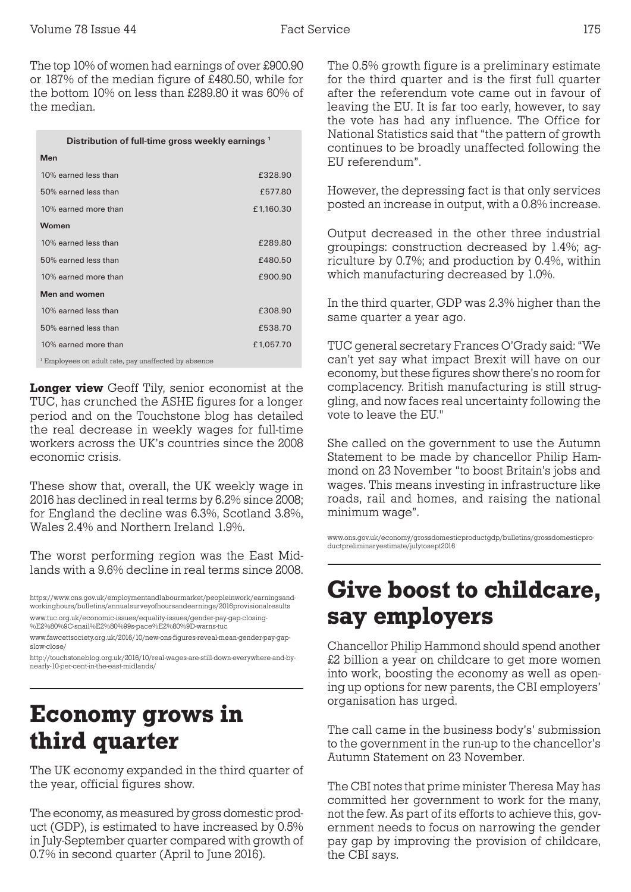The top 10% of women had earnings of over £900.90 or 187% of the median figure of £480.50, while for the bottom 10% on less than £289.80 it was 60% of the median.

| Distribution of full-time gross weekly earnings [1] | |
|---|---|
| **Men** | |
| 10% earned less than | £328.90 |
| 50% earned less than | £577.80 |
| 10% earned more than | £1,160.30 |
| **Women** | |
| 10% earned less than | £289.80 |
| 50% earned less than | £480.50 |
| 10% earned more than | £900.90 |
| **Men and women** | |
| 10% earned less than | £308.90 |
| 50% earned less than | £538.70 |
| 10% earned more than | £1,057.70 |

[1] Employees on adult rate, pay unaffected by absence

**Longer view** Geoff Tily, senior economist at the TUC, has crunched the ASHE figures for a longer period and on the Touchstone blog has detailed the real decrease in weekly wages for full-time workers across the UK's countries since the 2008 economic crisis.

These show that, overall, the UK weekly wage in 2016 has declined in real terms by 6.2% since 2008; for England the decline was 6.3%, Scotland 3.8%, Wales 2.4% and Northern Ireland 1.9%.

The worst performing region was the East Midlands with a 9.6% decline in real terms since 2008.

https://www.ons.gov.uk/employmentandlabourmarket/peopleinwork/earningsandworkinghours/bulletins/annualsurveyofhoursandearnings/2016provisionalresults

www.tuc.org.uk/economic-issues/equality-issues/gender-pay-gap-closing-%E2%80%9C-snail%E2%80%99s-pace%E2%80%9D-warns-tuc

www.fawcettsociety.org.uk/2016/10/new-ons-figures-reveal-mean-gender-pay-gap-slow-close/

http://touchstoneblog.org.uk/2016/10/real-wages-are-still-down-everywhere-and-by-nearly-10-per-cent-in-the-east-midlands/

# Economy grows in third quarter

The UK economy expanded in the third quarter of the year, official figures show.

The economy, as measured by gross domestic product (GDP), is estimated to have increased by 0.5% in July-September quarter compared with growth of 0.7% in second quarter (April to June 2016).

The 0.5% growth figure is a preliminary estimate for the third quarter and is the first full quarter after the referendum vote came out in favour of leaving the EU. It is far too early, however, to say the vote has had any influence. The Office for National Statistics said that "the pattern of growth continues to be broadly unaffected following the EU referendum".

However, the depressing fact is that only services posted an increase in output, with a 0.8% increase.

Output decreased in the other three industrial groupings: construction decreased by 1.4%; agriculture by 0.7%; and production by 0.4%, within which manufacturing decreased by 1.0%.

In the third quarter, GDP was 2.3% higher than the same quarter a year ago.

TUC general secretary Frances O'Grady said: "We can't yet say what impact Brexit will have on our economy, but these figures show there's no room for complacency. British manufacturing is still struggling, and now faces real uncertainty following the vote to leave the EU."

She called on the government to use the Autumn Statement to be made by chancellor Philip Hammond on 23 November "to boost Britain's jobs and wages. This means investing in infrastructure like roads, rail and homes, and raising the national minimum wage".

www.ons.gov.uk/economy/grossdomesticproductgdp/bulletins/grossdomesticproductpreliminaryestimate/julytosept2016

# Give boost to childcare, say employers

Chancellor Philip Hammond should spend another £2 billion a year on childcare to get more women into work, boosting the economy as well as opening up options for new parents, the CBI employers' organisation has urged.

The call came in the business body's' submission to the government in the run-up to the chancellor's Autumn Statement on 23 November.

The CBI notes that prime minister Theresa May has committed her government to work for the many, not the few. As part of its efforts to achieve this, government needs to focus on narrowing the gender pay gap by improving the provision of childcare, the CBI says.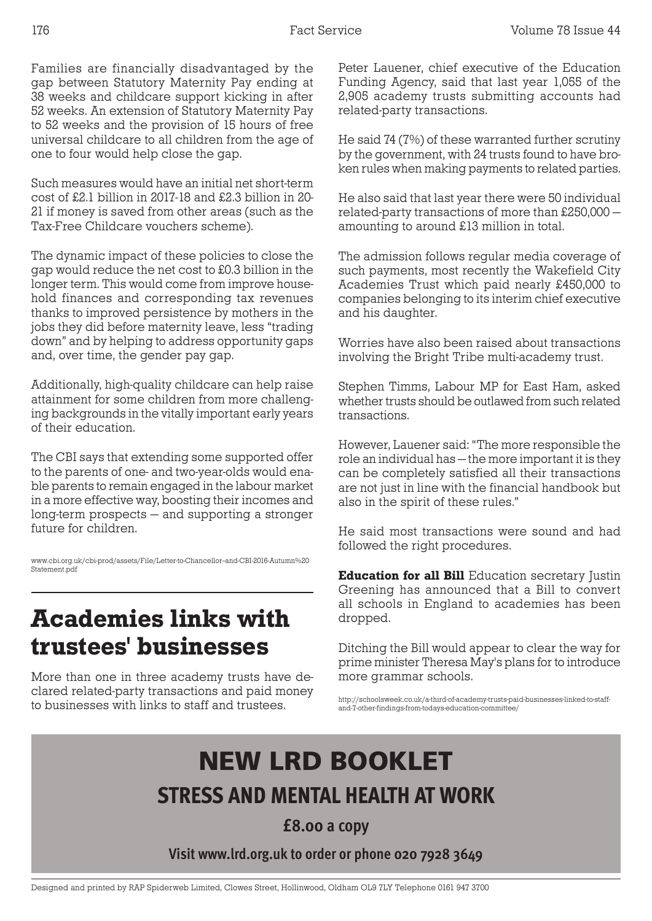Families are financially disadvantaged by the gap between Statutory Maternity Pay ending at 38 weeks and childcare support kicking in after 52 weeks. An extension of Statutory Maternity Pay to 52 weeks and the provision of 15 hours of free universal childcare to all children from the age of one to four would help close the gap.

Such measures would have an initial net short-term cost of £2.1 billion in 2017-18 and £2.3 billion in 20-21 if money is saved from other areas (such as the Tax-Free Childcare vouchers scheme).

The dynamic impact of these policies to close the gap would reduce the net cost to £0.3 billion in the longer term. This would come from improve household finances and corresponding tax revenues thanks to improved persistence by mothers in the jobs they did before maternity leave, less "trading down" and by helping to address opportunity gaps and, over time, the gender pay gap.

Additionally, high-quality childcare can help raise attainment for some children from more challenging backgrounds in the vitally important early years of their education.

The CBI says that extending some supported offer to the parents of one- and two-year-olds would enable parents to remain engaged in the labour market in a more effective way, boosting their incomes and long-term prospects – and supporting a stronger future for children.

www.cbi.org.uk/cbi-prod/assets/File/Letter-to-Chancellor--and-CBI-2016-Autumn%20Statement.pdf

# Academies links with trustees' businesses

More than one in three academy trusts have declared related-party transactions and paid money to businesses with links to staff and trustees.

Peter Lauener, chief executive of the Education Funding Agency, said that last year 1,055 of the 2,905 academy trusts submitting accounts had related-party transactions.

He said 74 (7%) of these warranted further scrutiny by the government, with 24 trusts found to have broken rules when making payments to related parties.

He also said that last year there were 50 individual related-party transactions of more than £250,000 – amounting to around £13 million in total.

The admission follows regular media coverage of such payments, most recently the Wakefield City Academies Trust which paid nearly £450,000 to companies belonging to its interim chief executive and his daughter.

Worries have also been raised about transactions involving the Bright Tribe multi-academy trust.

Stephen Timms, Labour MP for East Ham, asked whether trusts should be outlawed from such related transactions.

However, Lauener said: "The more responsible the role an individual has – the more important it is they can be completely satisfied all their transactions are not just in line with the financial handbook but also in the spirit of these rules."

He said most transactions were sound and had followed the right procedures.

**Education for all Bill** Education secretary Justin Greening has announced that a Bill to convert all schools in England to academies has been dropped.

Ditching the Bill would appear to clear the way for prime minister Theresa May's plans for to introduce more grammar schools.

http://schoolsweek.co.uk/a-third-of-academy-trusts-paid-businesses-linked-to-staff-and-7-other-findings-from-todays-education-committee/

## NEW LRD BOOKLET

### STRESS AND MENTAL HEALTH AT WORK

**£8.00 a copy**

**Visit www.lrd.org.uk to order or phone 020 7928 3649**

Designed and printed by RAP Spiderweb Limited, Clowes Street, Hollinwood, Oldham OL9 7LY Telephone 0161 947 3700